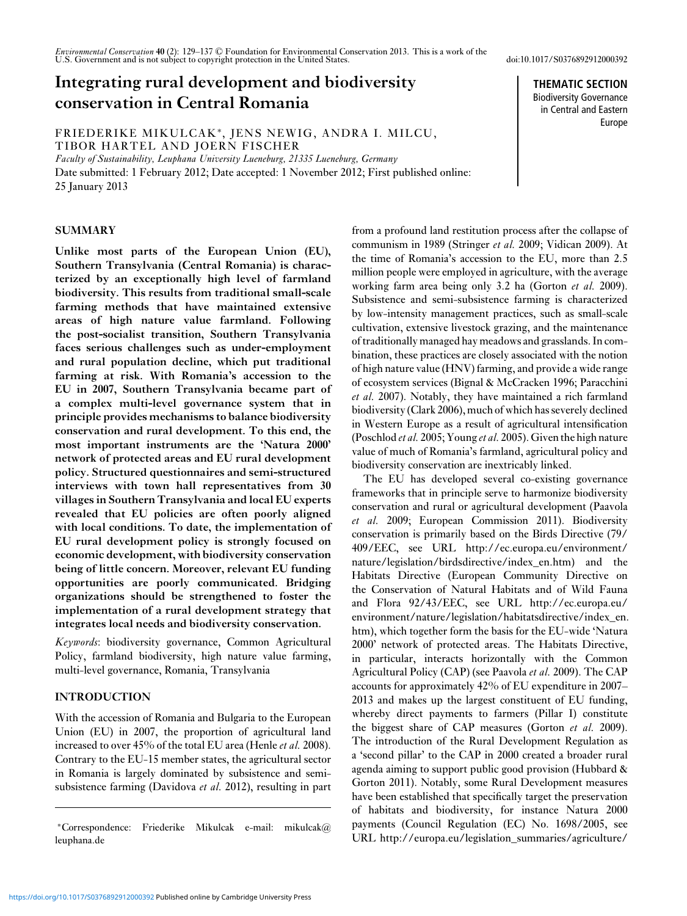# Integrating rural development and biodiversity conservation in Central Romania

FRIEDERIKE MIKULCAK*, JENS NEWIG, ANDRA I. MILCU, TIBOR HARTEL AND JOERN FISCHER

*Faculty of Sustainability, Leuphana University Lueneburg, 21335 Lueneburg, Germany*

Date submitted: 1 February 2012; Date accepted: 1 November 2012; First published online: 25 January 2013

**THEMATIC SECTION**
Biodiversity Governance in Central and Eastern Europe

## SUMMARY

**Unlike most parts of the European Union (EU), Southern Transylvania (Central Romania) is characterized by an exceptionally high level of farmland biodiversity. This results from traditional small-scale farming methods that have maintained extensive areas of high nature value farmland. Following the post-socialist transition, Southern Transylvania faces serious challenges such as under-employment and rural population decline, which put traditional farming at risk. With Romania's accession to the EU in 2007, Southern Transylvania became part of a complex multi-level governance system that in principle provides mechanisms to balance biodiversity conservation and rural development. To this end, the most important instruments are the 'Natura 2000' network of protected areas and EU rural development policy. Structured questionnaires and semi-structured interviews with town hall representatives from 30 villages in Southern Transylvania and local EU experts revealed that EU policies are often poorly aligned with local conditions. To date, the implementation of EU rural development policy is strongly focused on economic development, with biodiversity conservation being of little concern. Moreover, relevant EU funding opportunities are poorly communicated. Bridging organizations should be strengthened to foster the implementation of a rural development strategy that integrates local needs and biodiversity conservation.**

*Keywords*: biodiversity governance, Common Agricultural Policy, farmland biodiversity, high nature value farming, multi-level governance, Romania, Transylvania

## INTRODUCTION

With the accession of Romania and Bulgaria to the European Union (EU) in 2007, the proportion of agricultural land increased to over 45% of the total EU area (Henle *et al.* 2008). Contrary to the EU-15 member states, the agricultural sector in Romania is largely dominated by subsistence and semi-subsistence farming (Davidova *et al.* 2012), resulting in part from a profound land restitution process after the collapse of communism in 1989 (Stringer *et al.* 2009; Vidican 2009). At the time of Romania's accession to the EU, more than 2.5 million people were employed in agriculture, with the average working farm area being only 3.2 ha (Gorton *et al.* 2009). Subsistence and semi-subsistence farming is characterized by low-intensity management practices, such as small-scale cultivation, extensive livestock grazing, and the maintenance of traditionally managed hay meadows and grasslands. In combination, these practices are closely associated with the notion of high nature value (HNV) farming, and provide a wide range of ecosystem services (Bignal & McCracken 1996; Paracchini *et al.* 2007). Notably, they have maintained a rich farmland biodiversity (Clark 2006), much of which has severely declined in Western Europe as a result of agricultural intensification (Poschlod *et al.* 2005; Young *et al.* 2005). Given the high nature value of much of Romania's farmland, agricultural policy and biodiversity conservation are inextricably linked.

The EU has developed several co-existing governance frameworks that in principle serve to harmonize biodiversity conservation and rural or agricultural development (Paavola *et al.* 2009; European Commission 2011). Biodiversity conservation is primarily based on the Birds Directive (79/409/EEC, see URL http://ec.europa.eu/environment/nature/legislation/birdsdirective/index_en.htm) and the Habitats Directive (European Community Directive on the Conservation of Natural Habitats and of Wild Fauna and Flora 92/43/EEC, see URL http://ec.europa.eu/environment/nature/legislation/habitatsdirective/index_en.htm), which together form the basis for the EU-wide 'Natura 2000' network of protected areas. The Habitats Directive, in particular, interacts horizontally with the Common Agricultural Policy (CAP) (see Paavola *et al.* 2009). The CAP accounts for approximately 42% of EU expenditure in 2007–2013 and makes up the largest constituent of EU funding, whereby direct payments to farmers (Pillar I) constitute the biggest share of CAP measures (Gorton *et al.* 2009). The introduction of the Rural Development Regulation as a 'second pillar' to the CAP in 2000 created a broader rural agenda aiming to support public good provision (Hubbard & Gorton 2011). Notably, some Rural Development measures have been established that specifically target the preservation of habitats and biodiversity, for instance Natura 2000 payments (Council Regulation (EC) No. 1698/2005, see URL http://europa.eu/legislation_summaries/agriculture/

*Correspondence: Friederike Mikulcak e-mail: mikulcak@leuphana.de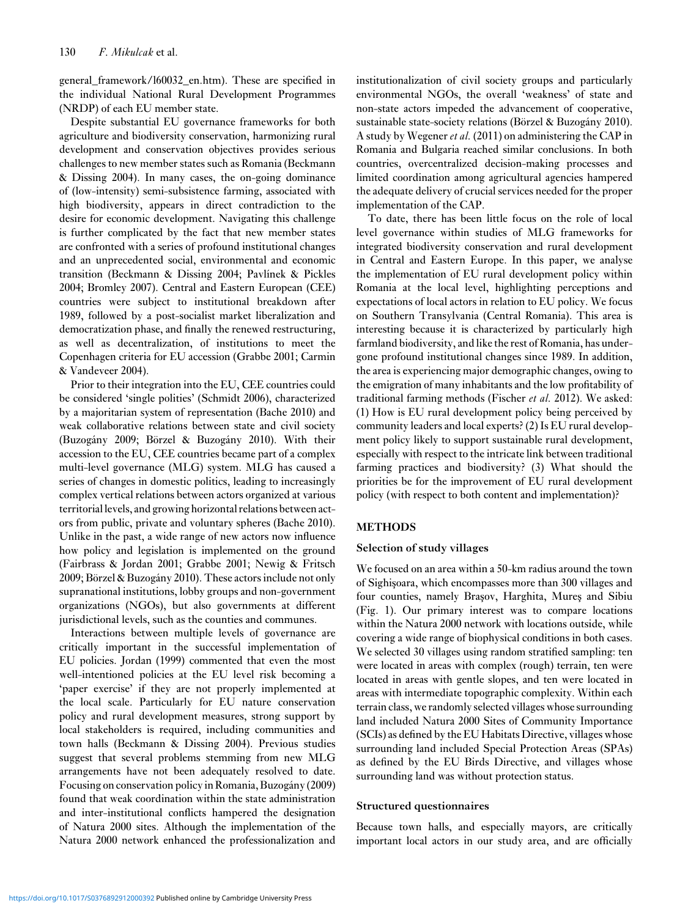general_framework/l60032_en.htm). These are specified in the individual National Rural Development Programmes (NRDP) of each EU member state.

Despite substantial EU governance frameworks for both agriculture and biodiversity conservation, harmonizing rural development and conservation objectives provides serious challenges to new member states such as Romania (Beckmann & Dissing 2004). In many cases, the on-going dominance of (low-intensity) semi-subsistence farming, associated with high biodiversity, appears in direct contradiction to the desire for economic development. Navigating this challenge is further complicated by the fact that new member states are confronted with a series of profound institutional changes and an unprecedented social, environmental and economic transition (Beckmann & Dissing 2004; Pavlínek & Pickles 2004; Bromley 2007). Central and Eastern European (CEE) countries were subject to institutional breakdown after 1989, followed by a post-socialist market liberalization and democratization phase, and finally the renewed restructuring, as well as decentralization, of institutions to meet the Copenhagen criteria for EU accession (Grabbe 2001; Carmin & Vandeveer 2004).

Prior to their integration into the EU, CEE countries could be considered 'single polities' (Schmidt 2006), characterized by a majoritarian system of representation (Bache 2010) and weak collaborative relations between state and civil society (Buzogány 2009; Börzel & Buzogány 2010). With their accession to the EU, CEE countries became part of a complex multi-level governance (MLG) system. MLG has caused a series of changes in domestic politics, leading to increasingly complex vertical relations between actors organized at various territorial levels, and growing horizontal relations between actors from public, private and voluntary spheres (Bache 2010). Unlike in the past, a wide range of new actors now influence how policy and legislation is implemented on the ground (Fairbrass & Jordan 2001; Grabbe 2001; Newig & Fritsch 2009; Börzel & Buzogány 2010). These actors include not only supranational institutions, lobby groups and non-government organizations (NGOs), but also governments at different jurisdictional levels, such as the counties and communes.

Interactions between multiple levels of governance are critically important in the successful implementation of EU policies. Jordan (1999) commented that even the most well-intentioned policies at the EU level risk becoming a 'paper exercise' if they are not properly implemented at the local scale. Particularly for EU nature conservation policy and rural development measures, strong support by local stakeholders is required, including communities and town halls (Beckmann & Dissing 2004). Previous studies suggest that several problems stemming from new MLG arrangements have not been adequately resolved to date. Focusing on conservation policy in Romania, Buzogány (2009) found that weak coordination within the state administration and inter-institutional conflicts hampered the designation of Natura 2000 sites. Although the implementation of the Natura 2000 network enhanced the professionalization and institutionalization of civil society groups and particularly environmental NGOs, the overall 'weakness' of state and non-state actors impeded the advancement of cooperative, sustainable state-society relations (Börzel & Buzogány 2010). A study by Wegener *et al.* (2011) on administering the CAP in Romania and Bulgaria reached similar conclusions. In both countries, overcentralized decision-making processes and limited coordination among agricultural agencies hampered the adequate delivery of crucial services needed for the proper implementation of the CAP.

To date, there has been little focus on the role of local level governance within studies of MLG frameworks for integrated biodiversity conservation and rural development in Central and Eastern Europe. In this paper, we analyse the implementation of EU rural development policy within Romania at the local level, highlighting perceptions and expectations of local actors in relation to EU policy. We focus on Southern Transylvania (Central Romania). This area is interesting because it is characterized by particularly high farmland biodiversity, and like the rest of Romania, has undergone profound institutional changes since 1989. In addition, the area is experiencing major demographic changes, owing to the emigration of many inhabitants and the low profitability of traditional farming methods (Fischer *et al.* 2012). We asked: (1) How is EU rural development policy being perceived by community leaders and local experts? (2) Is EU rural development policy likely to support sustainable rural development, especially with respect to the intricate link between traditional farming practices and biodiversity? (3) What should the priorities be for the improvement of EU rural development policy (with respect to both content and implementation)?

## METHODS

### Selection of study villages

We focused on an area within a 50-km radius around the town of Sighişoara, which encompasses more than 300 villages and four counties, namely Braşov, Harghita, Mureş and Sibiu (Fig. 1). Our primary interest was to compare locations within the Natura 2000 network with locations outside, while covering a wide range of biophysical conditions in both cases. We selected 30 villages using random stratified sampling: ten were located in areas with complex (rough) terrain, ten were located in areas with gentle slopes, and ten were located in areas with intermediate topographic complexity. Within each terrain class, we randomly selected villages whose surrounding land included Natura 2000 Sites of Community Importance (SCIs) as defined by the EU Habitats Directive, villages whose surrounding land included Special Protection Areas (SPAs) as defined by the EU Birds Directive, and villages whose surrounding land was without protection status.

### Structured questionnaires

Because town halls, and especially mayors, are critically important local actors in our study area, and are officially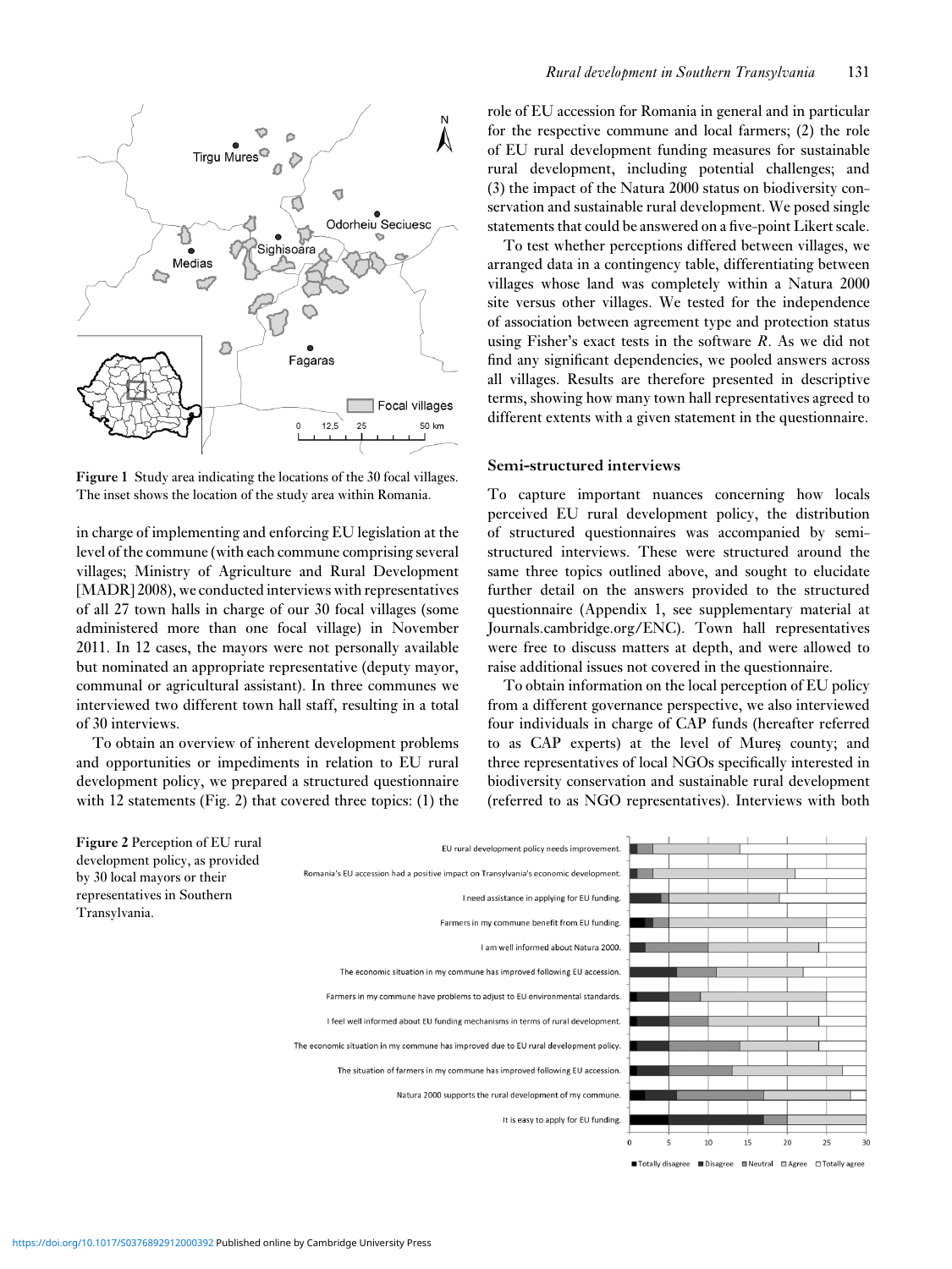Figure 1 Study area indicating the locations of the 30 focal villages. The inset shows the location of the study area within Romania.

in charge of implementing and enforcing EU legislation at the level of the commune (with each commune comprising several villages; Ministry of Agriculture and Rural Development [MADR] 2008), we conducted interviews with representatives of all 27 town halls in charge of our 30 focal villages (some administered more than one focal village) in November 2011. In 12 cases, the mayors were not personally available but nominated an appropriate representative (deputy mayor, communal or agricultural assistant). In three communes we interviewed two different town hall staff, resulting in a total of 30 interviews.

To obtain an overview of inherent development problems and opportunities or impediments in relation to EU rural development policy, we prepared a structured questionnaire with 12 statements (Fig. 2) that covered three topics: (1) the role of EU accession for Romania in general and in particular for the respective commune and local farmers; (2) the role of EU rural development funding measures for sustainable rural development, including potential challenges; and (3) the impact of the Natura 2000 status on biodiversity conservation and sustainable rural development. We posed single statements that could be answered on a five-point Likert scale.

To test whether perceptions differed between villages, we arranged data in a contingency table, differentiating between villages whose land was completely within a Natura 2000 site versus other villages. We tested for the independence of association between agreement type and protection status using Fisher's exact tests in the software *R*. As we did not find any significant dependencies, we pooled answers across all villages. Results are therefore presented in descriptive terms, showing how many town hall representatives agreed to different extents with a given statement in the questionnaire.

### Semi-structured interviews

To capture important nuances concerning how locals perceived EU rural development policy, the distribution of structured questionnaires was accompanied by semi-structured interviews. These were structured around the same three topics outlined above, and sought to elucidate further detail on the answers provided to the structured questionnaire (Appendix 1, see supplementary material at Journals.cambridge.org/ENC). Town hall representatives were free to discuss matters at depth, and were allowed to raise additional issues not covered in the questionnaire.

To obtain information on the local perception of EU policy from a different governance perspective, we also interviewed four individuals in charge of CAP funds (hereafter referred to as CAP experts) at the level of Mureş county; and three representatives of local NGOs specifically interested in biodiversity conservation and sustainable rural development (referred to as NGO representatives). Interviews with both

Figure 2 Perception of EU rural development policy, as provided by 30 local mayors or their representatives in Southern Transylvania.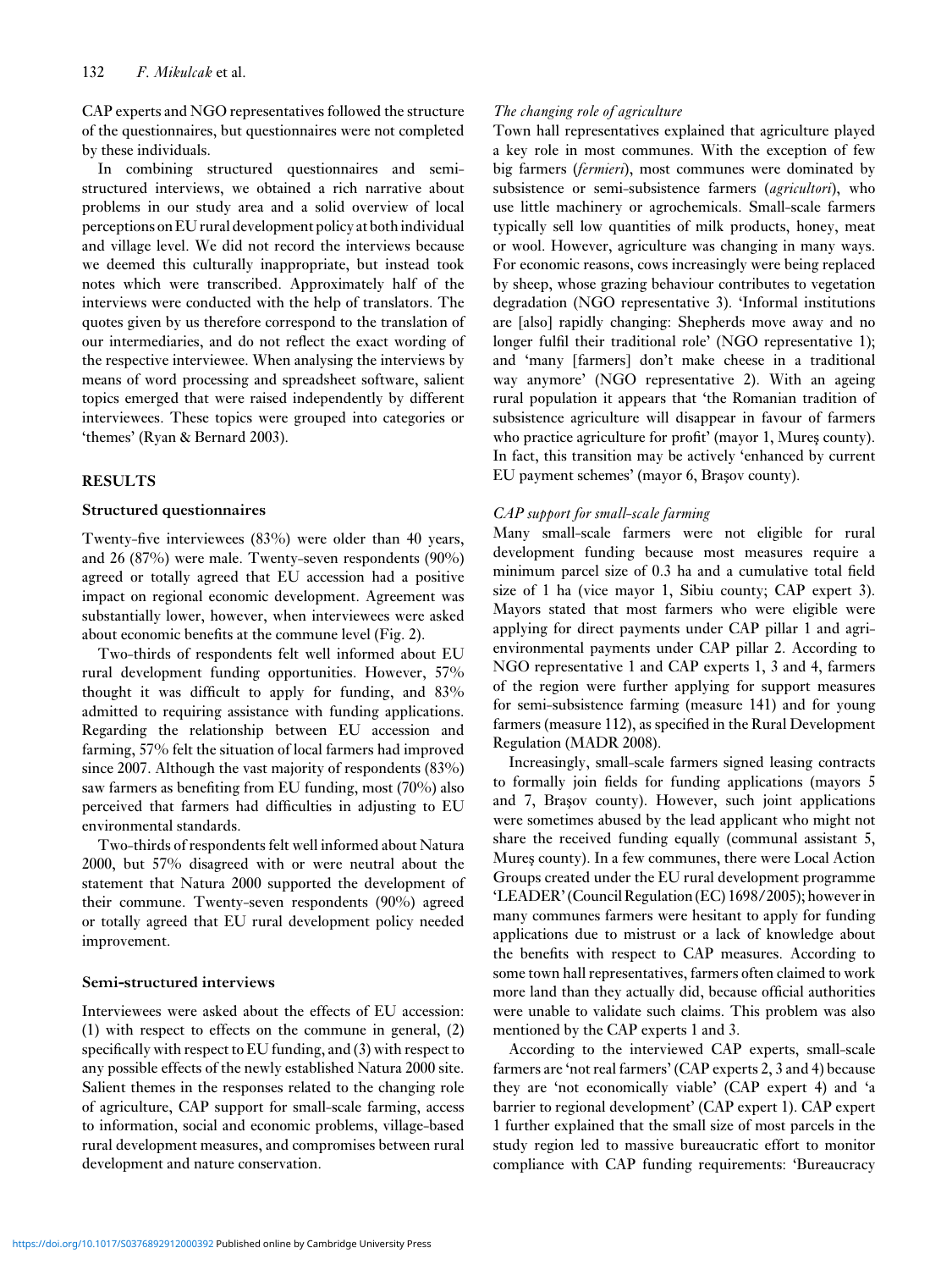CAP experts and NGO representatives followed the structure of the questionnaires, but questionnaires were not completed by these individuals.

In combining structured questionnaires and semi-structured interviews, we obtained a rich narrative about problems in our study area and a solid overview of local perceptions on EU rural development policy at both individual and village level. We did not record the interviews because we deemed this culturally inappropriate, but instead took notes which were transcribed. Approximately half of the interviews were conducted with the help of translators. The quotes given by us therefore correspond to the translation of our intermediaries, and do not reflect the exact wording of the respective interviewee. When analysing the interviews by means of word processing and spreadsheet software, salient topics emerged that were raised independently by different interviewees. These topics were grouped into categories or 'themes' (Ryan & Bernard 2003).

## RESULTS

### Structured questionnaires

Twenty-five interviewees (83%) were older than 40 years, and 26 (87%) were male. Twenty-seven respondents (90%) agreed or totally agreed that EU accession had a positive impact on regional economic development. Agreement was substantially lower, however, when interviewees were asked about economic benefits at the commune level (Fig. 2).

Two-thirds of respondents felt well informed about EU rural development funding opportunities. However, 57% thought it was difficult to apply for funding, and 83% admitted to requiring assistance with funding applications. Regarding the relationship between EU accession and farming, 57% felt the situation of local farmers had improved since 2007. Although the vast majority of respondents (83%) saw farmers as benefiting from EU funding, most (70%) also perceived that farmers had difficulties in adjusting to EU environmental standards.

Two-thirds of respondents felt well informed about Natura 2000, but 57% disagreed with or were neutral about the statement that Natura 2000 supported the development of their commune. Twenty-seven respondents (90%) agreed or totally agreed that EU rural development policy needed improvement.

### Semi-structured interviews

Interviewees were asked about the effects of EU accession: (1) with respect to effects on the commune in general, (2) specifically with respect to EU funding, and (3) with respect to any possible effects of the newly established Natura 2000 site. Salient themes in the responses related to the changing role of agriculture, CAP support for small-scale farming, access to information, social and economic problems, village-based rural development measures, and compromises between rural development and nature conservation.

#### *The changing role of agriculture*

Town hall representatives explained that agriculture played a key role in most communes. With the exception of few big farmers (*fermieri*), most communes were dominated by subsistence or semi-subsistence farmers (*agricultori*), who use little machinery or agrochemicals. Small-scale farmers typically sell low quantities of milk products, honey, meat or wool. However, agriculture was changing in many ways. For economic reasons, cows increasingly were being replaced by sheep, whose grazing behaviour contributes to vegetation degradation (NGO representative 3). 'Informal institutions are [also] rapidly changing: Shepherds move away and no longer fulfil their traditional role' (NGO representative 1); and 'many [farmers] don't make cheese in a traditional way anymore' (NGO representative 2). With an ageing rural population it appears that 'the Romanian tradition of subsistence agriculture will disappear in favour of farmers who practice agriculture for profit' (mayor 1, Mureş county). In fact, this transition may be actively 'enhanced by current EU payment schemes' (mayor 6, Braşov county).

#### *CAP support for small-scale farming*

Many small-scale farmers were not eligible for rural development funding because most measures require a minimum parcel size of 0.3 ha and a cumulative total field size of 1 ha (vice mayor 1, Sibiu county; CAP expert 3). Mayors stated that most farmers who were eligible were applying for direct payments under CAP pillar 1 and agri-environmental payments under CAP pillar 2. According to NGO representative 1 and CAP experts 1, 3 and 4, farmers of the region were further applying for support measures for semi-subsistence farming (measure 141) and for young farmers (measure 112), as specified in the Rural Development Regulation (MADR 2008).

Increasingly, small-scale farmers signed leasing contracts to formally join fields for funding applications (mayors 5 and 7, Braşov county). However, such joint applications were sometimes abused by the lead applicant who might not share the received funding equally (communal assistant 5, Mureş county). In a few communes, there were Local Action Groups created under the EU rural development programme 'LEADER' (Council Regulation (EC) 1698/2005); however in many communes farmers were hesitant to apply for funding applications due to mistrust or a lack of knowledge about the benefits with respect to CAP measures. According to some town hall representatives, farmers often claimed to work more land than they actually did, because official authorities were unable to validate such claims. This problem was also mentioned by the CAP experts 1 and 3.

According to the interviewed CAP experts, small-scale farmers are 'not real farmers' (CAP experts 2, 3 and 4) because they are 'not economically viable' (CAP expert 4) and 'a barrier to regional development' (CAP expert 1). CAP expert 1 further explained that the small size of most parcels in the study region led to massive bureaucratic effort to monitor compliance with CAP funding requirements: 'Bureaucracy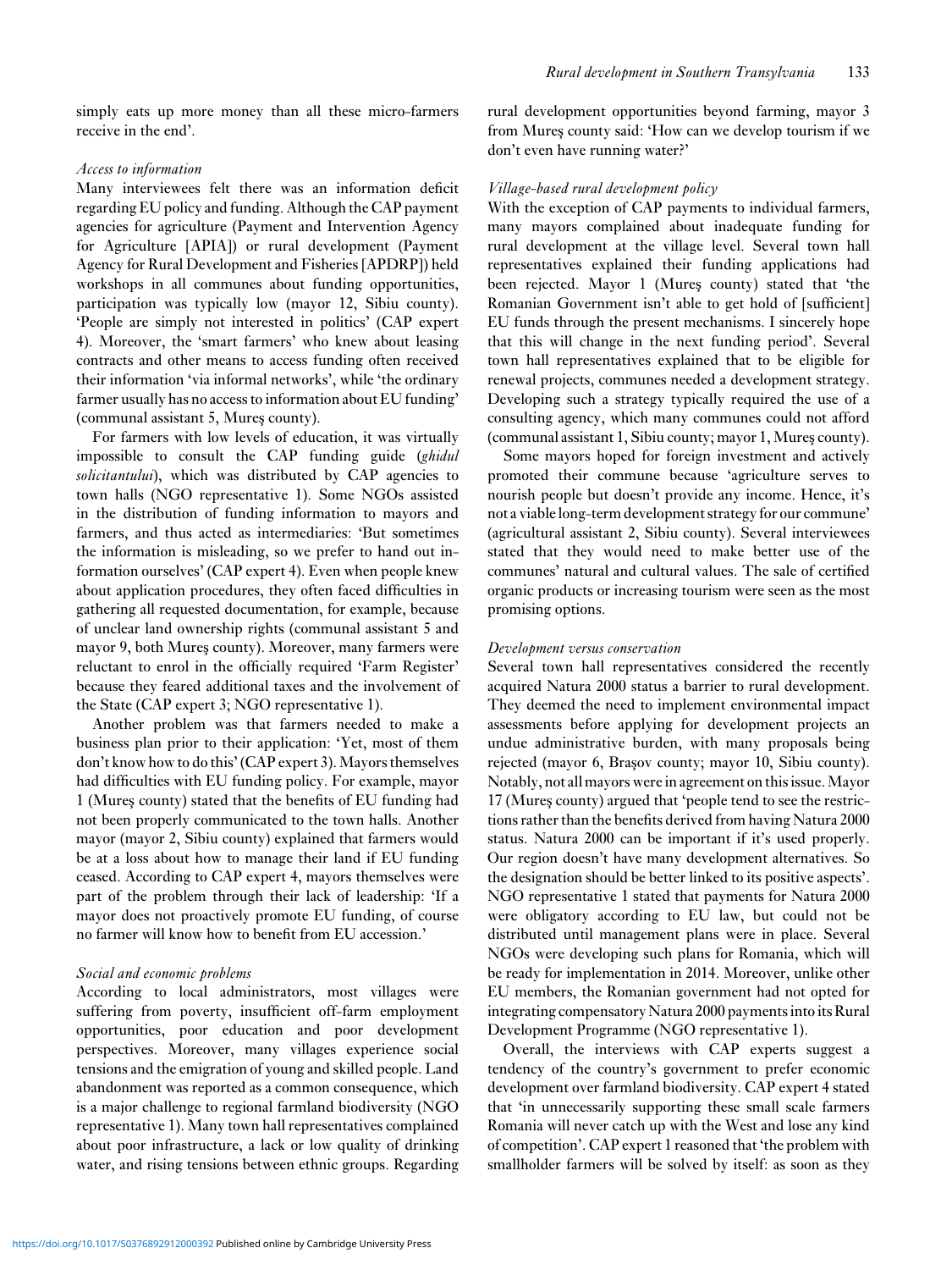simply eats up more money than all these micro-farmers receive in the end'.

*Access to information*

Many interviewees felt there was an information deficit regarding EU policy and funding. Although the CAP payment agencies for agriculture (Payment and Intervention Agency for Agriculture [APIA]) or rural development (Payment Agency for Rural Development and Fisheries [APDRP]) held workshops in all communes about funding opportunities, participation was typically low (mayor 12, Sibiu county). 'People are simply not interested in politics' (CAP expert 4). Moreover, the 'smart farmers' who knew about leasing contracts and other means to access funding often received their information 'via informal networks', while 'the ordinary farmer usually has no access to information about EU funding' (communal assistant 5, Mureş county).

For farmers with low levels of education, it was virtually impossible to consult the CAP funding guide (*ghidul solicitantului*), which was distributed by CAP agencies to town halls (NGO representative 1). Some NGOs assisted in the distribution of funding information to mayors and farmers, and thus acted as intermediaries: 'But sometimes the information is misleading, so we prefer to hand out information ourselves' (CAP expert 4). Even when people knew about application procedures, they often faced difficulties in gathering all requested documentation, for example, because of unclear land ownership rights (communal assistant 5 and mayor 9, both Mureş county). Moreover, many farmers were reluctant to enrol in the officially required 'Farm Register' because they feared additional taxes and the involvement of the State (CAP expert 3; NGO representative 1).

Another problem was that farmers needed to make a business plan prior to their application: 'Yet, most of them don't know how to do this' (CAP expert 3). Mayors themselves had difficulties with EU funding policy. For example, mayor 1 (Mureş county) stated that the benefits of EU funding had not been properly communicated to the town halls. Another mayor (mayor 2, Sibiu county) explained that farmers would be at a loss about how to manage their land if EU funding ceased. According to CAP expert 4, mayors themselves were part of the problem through their lack of leadership: 'If a mayor does not proactively promote EU funding, of course no farmer will know how to benefit from EU accession.'

*Social and economic problems*

According to local administrators, most villages were suffering from poverty, insufficient off-farm employment opportunities, poor education and poor development perspectives. Moreover, many villages experience social tensions and the emigration of young and skilled people. Land abandonment was reported as a common consequence, which is a major challenge to regional farmland biodiversity (NGO representative 1). Many town hall representatives complained about poor infrastructure, a lack or low quality of drinking water, and rising tensions between ethnic groups. Regarding rural development opportunities beyond farming, mayor 3 from Mureş county said: 'How can we develop tourism if we don't even have running water?'

*Village-based rural development policy*

With the exception of CAP payments to individual farmers, many mayors complained about inadequate funding for rural development at the village level. Several town hall representatives explained their funding applications had been rejected. Mayor 1 (Mureş county) stated that 'the Romanian Government isn't able to get hold of [sufficient] EU funds through the present mechanisms. I sincerely hope that this will change in the next funding period'. Several town hall representatives explained that to be eligible for renewal projects, communes needed a development strategy. Developing such a strategy typically required the use of a consulting agency, which many communes could not afford (communal assistant 1, Sibiu county; mayor 1, Mureş county).

Some mayors hoped for foreign investment and actively promoted their commune because 'agriculture serves to nourish people but doesn't provide any income. Hence, it's not a viable long-term development strategy for our commune' (agricultural assistant 2, Sibiu county). Several interviewees stated that they would need to make better use of the communes' natural and cultural values. The sale of certified organic products or increasing tourism were seen as the most promising options.

*Development versus conservation*

Several town hall representatives considered the recently acquired Natura 2000 status a barrier to rural development. They deemed the need to implement environmental impact assessments before applying for development projects an undue administrative burden, with many proposals being rejected (mayor 6, Braşov county; mayor 10, Sibiu county). Notably, not all mayors were in agreement on this issue. Mayor 17 (Mureş county) argued that 'people tend to see the restrictions rather than the benefits derived from having Natura 2000 status. Natura 2000 can be important if it's used properly. Our region doesn't have many development alternatives. So the designation should be better linked to its positive aspects'. NGO representative 1 stated that payments for Natura 2000 were obligatory according to EU law, but could not be distributed until management plans were in place. Several NGOs were developing such plans for Romania, which will be ready for implementation in 2014. Moreover, unlike other EU members, the Romanian government had not opted for integrating compensatory Natura 2000 payments into its Rural Development Programme (NGO representative 1).

Overall, the interviews with CAP experts suggest a tendency of the country's government to prefer economic development over farmland biodiversity. CAP expert 4 stated that 'in unnecessarily supporting these small scale farmers Romania will never catch up with the West and lose any kind of competition'. CAP expert 1 reasoned that 'the problem with smallholder farmers will be solved by itself: as soon as they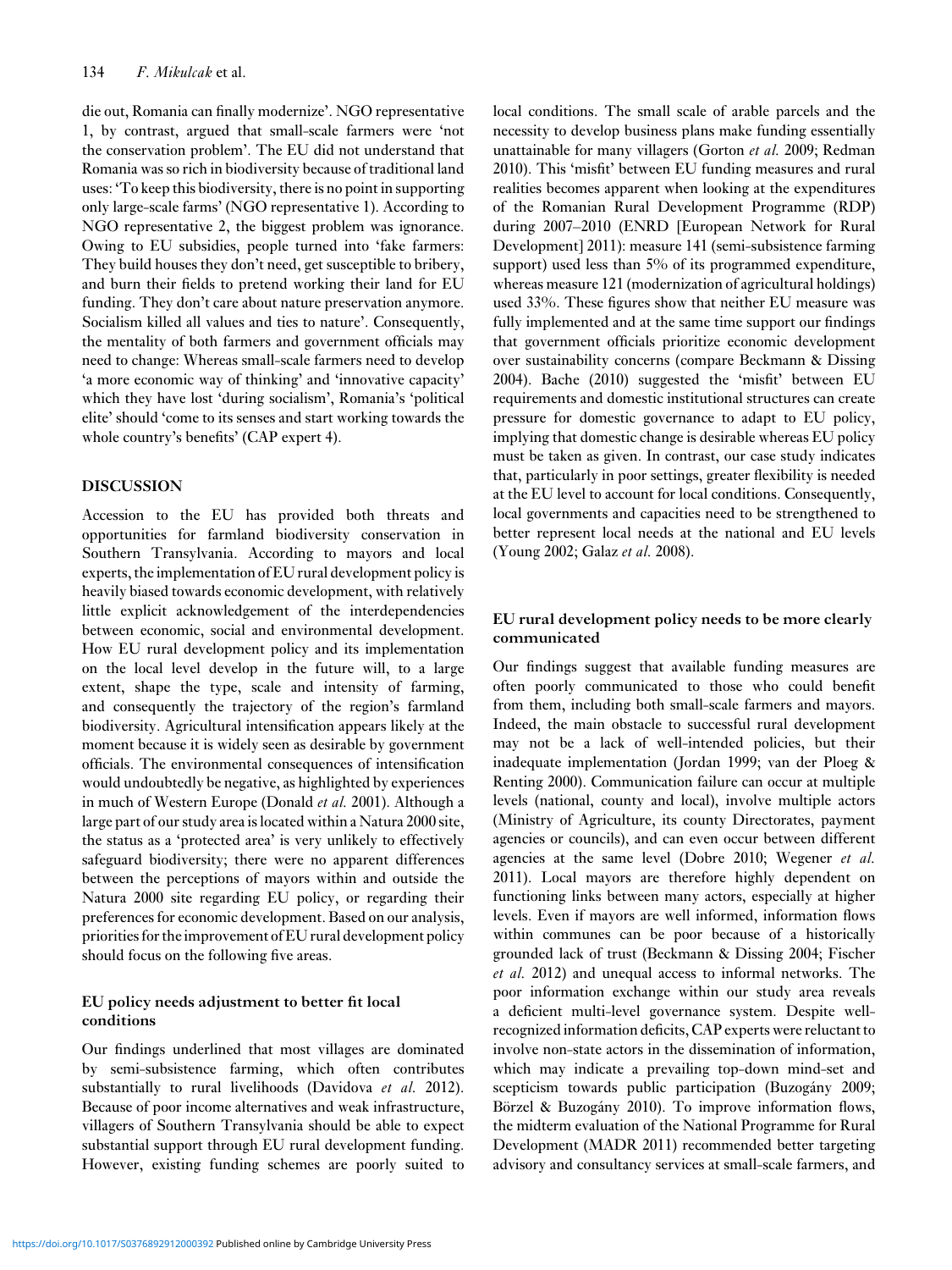die out, Romania can finally modernize'. NGO representative 1, by contrast, argued that small-scale farmers were 'not the conservation problem'. The EU did not understand that Romania was so rich in biodiversity because of traditional land uses: 'To keep this biodiversity, there is no point in supporting only large-scale farms' (NGO representative 1). According to NGO representative 2, the biggest problem was ignorance. Owing to EU subsidies, people turned into 'fake farmers: They build houses they don't need, get susceptible to bribery, and burn their fields to pretend working their land for EU funding. They don't care about nature preservation anymore. Socialism killed all values and ties to nature'. Consequently, the mentality of both farmers and government officials may need to change: Whereas small-scale farmers need to develop 'a more economic way of thinking' and 'innovative capacity' which they have lost 'during socialism', Romania's 'political elite' should 'come to its senses and start working towards the whole country's benefits' (CAP expert 4).

## DISCUSSION

Accession to the EU has provided both threats and opportunities for farmland biodiversity conservation in Southern Transylvania. According to mayors and local experts, the implementation of EU rural development policy is heavily biased towards economic development, with relatively little explicit acknowledgement of the interdependencies between economic, social and environmental development. How EU rural development policy and its implementation on the local level develop in the future will, to a large extent, shape the type, scale and intensity of farming, and consequently the trajectory of the region's farmland biodiversity. Agricultural intensification appears likely at the moment because it is widely seen as desirable by government officials. The environmental consequences of intensification would undoubtedly be negative, as highlighted by experiences in much of Western Europe (Donald *et al.* 2001). Although a large part of our study area is located within a Natura 2000 site, the status as a 'protected area' is very unlikely to effectively safeguard biodiversity; there were no apparent differences between the perceptions of mayors within and outside the Natura 2000 site regarding EU policy, or regarding their preferences for economic development. Based on our analysis, priorities for the improvement of EU rural development policy should focus on the following five areas.

### EU policy needs adjustment to better fit local conditions

Our findings underlined that most villages are dominated by semi-subsistence farming, which often contributes substantially to rural livelihoods (Davidova *et al.* 2012). Because of poor income alternatives and weak infrastructure, villagers of Southern Transylvania should be able to expect substantial support through EU rural development funding. However, existing funding schemes are poorly suited to local conditions. The small scale of arable parcels and the necessity to develop business plans make funding essentially unattainable for many villagers (Gorton *et al.* 2009; Redman 2010). This 'misfit' between EU funding measures and rural realities becomes apparent when looking at the expenditures of the Romanian Rural Development Programme (RDP) during 2007–2010 (ENRD [European Network for Rural Development] 2011): measure 141 (semi-subsistence farming support) used less than 5% of its programmed expenditure, whereas measure 121 (modernization of agricultural holdings) used 33%. These figures show that neither EU measure was fully implemented and at the same time support our findings that government officials prioritize economic development over sustainability concerns (compare Beckmann & Dissing 2004). Bache (2010) suggested the 'misfit' between EU requirements and domestic institutional structures can create pressure for domestic governance to adapt to EU policy, implying that domestic change is desirable whereas EU policy must be taken as given. In contrast, our case study indicates that, particularly in poor settings, greater flexibility is needed at the EU level to account for local conditions. Consequently, local governments and capacities need to be strengthened to better represent local needs at the national and EU levels (Young 2002; Galaz *et al.* 2008).

### EU rural development policy needs to be more clearly communicated

Our findings suggest that available funding measures are often poorly communicated to those who could benefit from them, including both small-scale farmers and mayors. Indeed, the main obstacle to successful rural development may not be a lack of well-intended policies, but their inadequate implementation (Jordan 1999; van der Ploeg & Renting 2000). Communication failure can occur at multiple levels (national, county and local), involve multiple actors (Ministry of Agriculture, its county Directorates, payment agencies or councils), and can even occur between different agencies at the same level (Dobre 2010; Wegener *et al.* 2011). Local mayors are therefore highly dependent on functioning links between many actors, especially at higher levels. Even if mayors are well informed, information flows within communes can be poor because of a historically grounded lack of trust (Beckmann & Dissing 2004; Fischer *et al.* 2012) and unequal access to informal networks. The poor information exchange within our study area reveals a deficient multi-level governance system. Despite well-recognized information deficits, CAP experts were reluctant to involve non-state actors in the dissemination of information, which may indicate a prevailing top-down mind-set and scepticism towards public participation (Buzogány 2009; Börzel & Buzogány 2010). To improve information flows, the midterm evaluation of the National Programme for Rural Development (MADR 2011) recommended better targeting advisory and consultancy services at small-scale farmers, and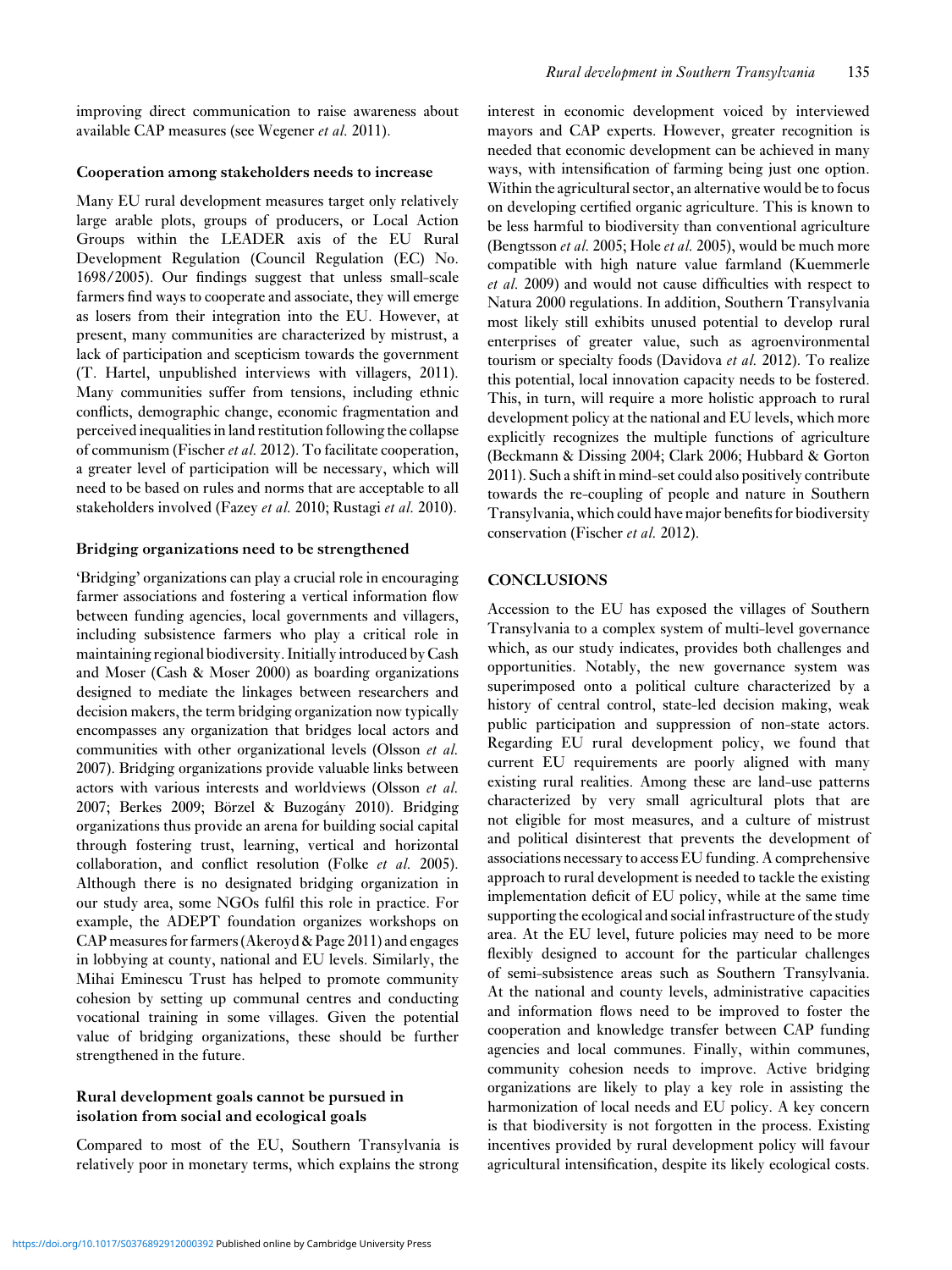improving direct communication to raise awareness about available CAP measures (see Wegener *et al.* 2011).

### Cooperation among stakeholders needs to increase

Many EU rural development measures target only relatively large arable plots, groups of producers, or Local Action Groups within the LEADER axis of the EU Rural Development Regulation (Council Regulation (EC) No. 1698/2005). Our findings suggest that unless small-scale farmers find ways to cooperate and associate, they will emerge as losers from their integration into the EU. However, at present, many communities are characterized by mistrust, a lack of participation and scepticism towards the government (T. Hartel, unpublished interviews with villagers, 2011). Many communities suffer from tensions, including ethnic conflicts, demographic change, economic fragmentation and perceived inequalities in land restitution following the collapse of communism (Fischer *et al.* 2012). To facilitate cooperation, a greater level of participation will be necessary, which will need to be based on rules and norms that are acceptable to all stakeholders involved (Fazey *et al.* 2010; Rustagi *et al.* 2010).

### Bridging organizations need to be strengthened

'Bridging' organizations can play a crucial role in encouraging farmer associations and fostering a vertical information flow between funding agencies, local governments and villagers, including subsistence farmers who play a critical role in maintaining regional biodiversity. Initially introduced by Cash and Moser (Cash & Moser 2000) as boarding organizations designed to mediate the linkages between researchers and decision makers, the term bridging organization now typically encompasses any organization that bridges local actors and communities with other organizational levels (Olsson *et al.* 2007). Bridging organizations provide valuable links between actors with various interests and worldviews (Olsson *et al.* 2007; Berkes 2009; Börzel & Buzogány 2010). Bridging organizations thus provide an arena for building social capital through fostering trust, learning, vertical and horizontal collaboration, and conflict resolution (Folke *et al.* 2005). Although there is no designated bridging organization in our study area, some NGOs fulfil this role in practice. For example, the ADEPT foundation organizes workshops on CAP measures for farmers (Akeroyd & Page 2011) and engages in lobbying at county, national and EU levels. Similarly, the Mihai Eminescu Trust has helped to promote community cohesion by setting up communal centres and conducting vocational training in some villages. Given the potential value of bridging organizations, these should be further strengthened in the future.

### Rural development goals cannot be pursued in isolation from social and ecological goals

Compared to most of the EU, Southern Transylvania is relatively poor in monetary terms, which explains the strong interest in economic development voiced by interviewed mayors and CAP experts. However, greater recognition is needed that economic development can be achieved in many ways, with intensification of farming being just one option. Within the agricultural sector, an alternative would be to focus on developing certified organic agriculture. This is known to be less harmful to biodiversity than conventional agriculture (Bengtsson *et al.* 2005; Hole *et al.* 2005), would be much more compatible with high nature value farmland (Kuemmerle *et al.* 2009) and would not cause difficulties with respect to Natura 2000 regulations. In addition, Southern Transylvania most likely still exhibits unused potential to develop rural enterprises of greater value, such as agroenvironmental tourism or specialty foods (Davidova *et al.* 2012). To realize this potential, local innovation capacity needs to be fostered. This, in turn, will require a more holistic approach to rural development policy at the national and EU levels, which more explicitly recognizes the multiple functions of agriculture (Beckmann & Dissing 2004; Clark 2006; Hubbard & Gorton 2011). Such a shift in mind-set could also positively contribute towards the re-coupling of people and nature in Southern Transylvania, which could have major benefits for biodiversity conservation (Fischer *et al.* 2012).

## CONCLUSIONS

Accession to the EU has exposed the villages of Southern Transylvania to a complex system of multi-level governance which, as our study indicates, provides both challenges and opportunities. Notably, the new governance system was superimposed onto a political culture characterized by a history of central control, state-led decision making, weak public participation and suppression of non-state actors. Regarding EU rural development policy, we found that current EU requirements are poorly aligned with many existing rural realities. Among these are land-use patterns characterized by very small agricultural plots that are not eligible for most measures, and a culture of mistrust and political disinterest that prevents the development of associations necessary to access EU funding. A comprehensive approach to rural development is needed to tackle the existing implementation deficit of EU policy, while at the same time supporting the ecological and social infrastructure of the study area. At the EU level, future policies may need to be more flexibly designed to account for the particular challenges of semi-subsistence areas such as Southern Transylvania. At the national and county levels, administrative capacities and information flows need to be improved to foster the cooperation and knowledge transfer between CAP funding agencies and local communes. Finally, within communes, community cohesion needs to improve. Active bridging organizations are likely to play a key role in assisting the harmonization of local needs and EU policy. A key concern is that biodiversity is not forgotten in the process. Existing incentives provided by rural development policy will favour agricultural intensification, despite its likely ecological costs.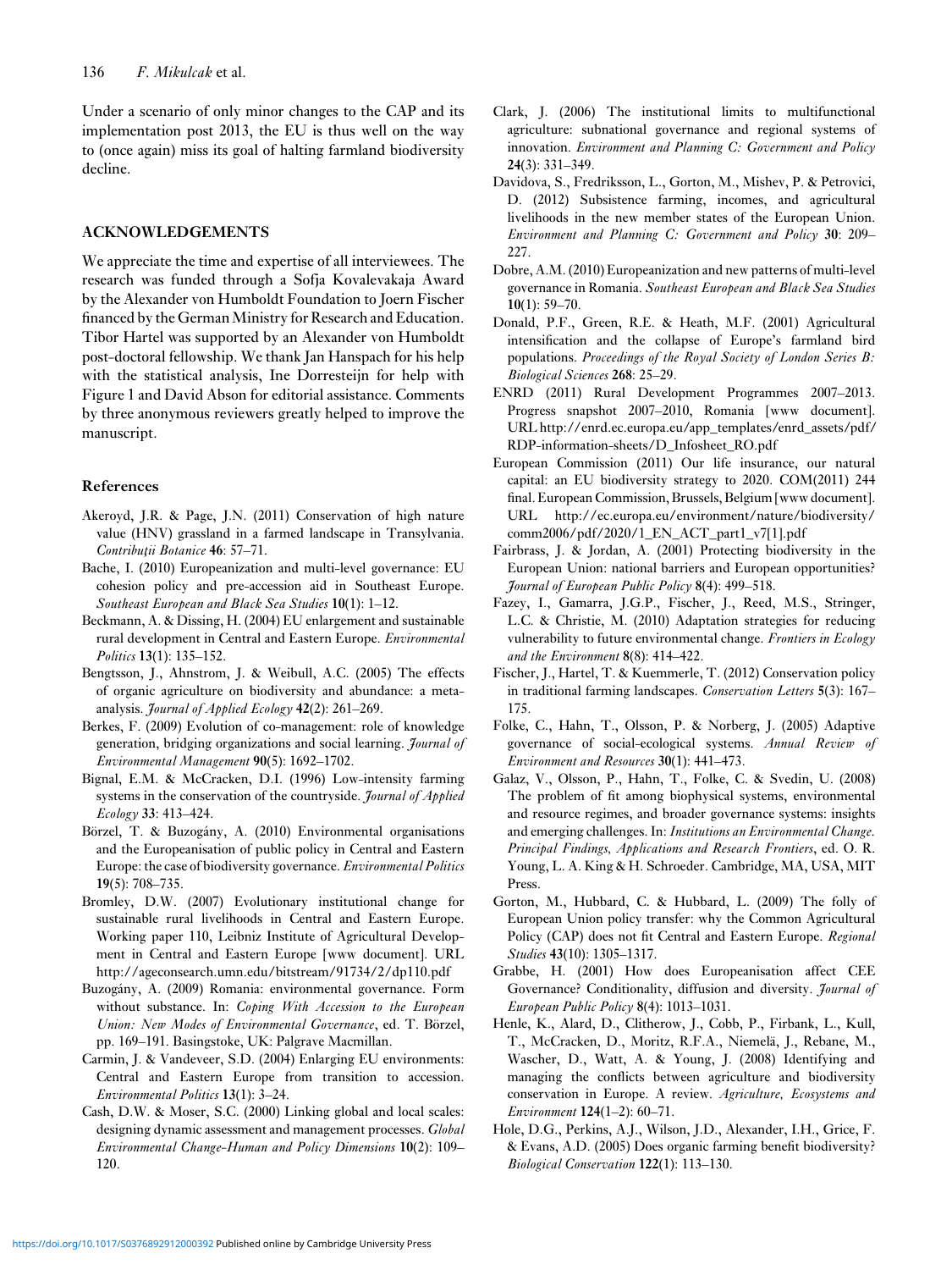Under a scenario of only minor changes to the CAP and its implementation post 2013, the EU is thus well on the way to (once again) miss its goal of halting farmland biodiversity decline.

## ACKNOWLEDGEMENTS

We appreciate the time and expertise of all interviewees. The research was funded through a Sofja Kovalevakaja Award by the Alexander von Humboldt Foundation to Joern Fischer financed by the German Ministry for Research and Education. Tibor Hartel was supported by an Alexander von Humboldt post-doctoral fellowship. We thank Jan Hanspach for his help with the statistical analysis, Ine Dorresteijn for help with Figure 1 and David Abson for editorial assistance. Comments by three anonymous reviewers greatly helped to improve the manuscript.

### References

Akeroyd, J.R. & Page, J.N. (2011) Conservation of high nature value (HNV) grassland in a farmed landscape in Transylvania. *Contribuţii Botanice* **46**: 57–71.

Bache, I. (2010) Europeanization and multi-level governance: EU cohesion policy and pre-accession aid in Southeast Europe. *Southeast European and Black Sea Studies* **10**(1): 1–12.

Beckmann, A. & Dissing, H. (2004) EU enlargement and sustainable rural development in Central and Eastern Europe. *Environmental Politics* **13**(1): 135–152.

Bengtsson, J., Ahnstrom, J. & Weibull, A.C. (2005) The effects of organic agriculture on biodiversity and abundance: a meta-analysis. *Journal of Applied Ecology* **42**(2): 261–269.

Berkes, F. (2009) Evolution of co-management: role of knowledge generation, bridging organizations and social learning. *Journal of Environmental Management* **90**(5): 1692–1702.

Bignal, E.M. & McCracken, D.I. (1996) Low-intensity farming systems in the conservation of the countryside. *Journal of Applied Ecology* **33**: 413–424.

Börzel, T. & Buzogány, A. (2010) Environmental organisations and the Europeanisation of public policy in Central and Eastern Europe: the case of biodiversity governance. *Environmental Politics* **19**(5): 708–735.

Bromley, D.W. (2007) Evolutionary institutional change for sustainable rural livelihoods in Central and Eastern Europe. Working paper 110, Leibniz Institute of Agricultural Development in Central and Eastern Europe [www document]. URL http://ageconsearch.umn.edu/bitstream/91734/2/dp110.pdf

Buzogány, A. (2009) Romania: environmental governance. Form without substance. In: *Coping With Accession to the European Union: New Modes of Environmental Governance*, ed. T. Börzel, pp. 169–191. Basingstoke, UK: Palgrave Macmillan.

Carmin, J. & Vandeveer, S.D. (2004) Enlarging EU environments: Central and Eastern Europe from transition to accession. *Environmental Politics* **13**(1): 3–24.

Cash, D.W. & Moser, S.C. (2000) Linking global and local scales: designing dynamic assessment and management processes. *Global Environmental Change-Human and Policy Dimensions* **10**(2): 109–120.

Clark, J. (2006) The institutional limits to multifunctional agriculture: subnational governance and regional systems of innovation. *Environment and Planning C: Government and Policy* **24**(3): 331–349.

Davidova, S., Fredriksson, L., Gorton, M., Mishev, P. & Petrovici, D. (2012) Subsistence farming, incomes, and agricultural livelihoods in the new member states of the European Union. *Environment and Planning C: Government and Policy* **30**: 209–227.

Dobre, A.M. (2010) Europeanization and new patterns of multi-level governance in Romania. *Southeast European and Black Sea Studies* **10**(1): 59–70.

Donald, P.F., Green, R.E. & Heath, M.F. (2001) Agricultural intensification and the collapse of Europe's farmland bird populations. *Proceedings of the Royal Society of London Series B: Biological Sciences* **268**: 25–29.

ENRD (2011) Rural Development Programmes 2007–2013. Progress snapshot 2007–2010, Romania [www document]. URL http://enrd.ec.europa.eu/app_templates/enrd_assets/pdf/RDP-information-sheets/D_Infosheet_RO.pdf

European Commission (2011) Our life insurance, our natural capital: an EU biodiversity strategy to 2020. COM(2011) 244 final. European Commission, Brussels, Belgium [www document]. URL http://ec.europa.eu/environment/nature/biodiversity/comm2006/pdf/2020/1_EN_ACT_part1_v7[1].pdf

Fairbrass, J. & Jordan, A. (2001) Protecting biodiversity in the European Union: national barriers and European opportunities? *Journal of European Public Policy* **8**(4): 499–518.

Fazey, I., Gamarra, J.G.P., Fischer, J., Reed, M.S., Stringer, L.C. & Christie, M. (2010) Adaptation strategies for reducing vulnerability to future environmental change. *Frontiers in Ecology and the Environment* **8**(8): 414–422.

Fischer, J., Hartel, T. & Kuemmerle, T. (2012) Conservation policy in traditional farming landscapes. *Conservation Letters* **5**(3): 167–175.

Folke, C., Hahn, T., Olsson, P. & Norberg, J. (2005) Adaptive governance of social-ecological systems. *Annual Review of Environment and Resources* **30**(1): 441–473.

Galaz, V., Olsson, P., Hahn, T., Folke, C. & Svedin, U. (2008) The problem of fit among biophysical systems, environmental and resource regimes, and broader governance systems: insights and emerging challenges. In: *Institutions an Environmental Change. Principal Findings, Applications and Research Frontiers*, ed. O. R. Young, L. A. King & H. Schroeder. Cambridge, MA, USA, MIT Press.

Gorton, M., Hubbard, C. & Hubbard, L. (2009) The folly of European Union policy transfer: why the Common Agricultural Policy (CAP) does not fit Central and Eastern Europe. *Regional Studies* **43**(10): 1305–1317.

Grabbe, H. (2001) How does Europeanisation affect CEE Governance? Conditionality, diffusion and diversity. *Journal of European Public Policy* **8**(4): 1013–1031.

Henle, K., Alard, D., Clitherow, J., Cobb, P., Firbank, L., Kull, T., McCracken, D., Moritz, R.F.A., Niemelä, J., Rebane, M., Wascher, D., Watt, A. & Young, J. (2008) Identifying and managing the conflicts between agriculture and biodiversity conservation in Europe. A review. *Agriculture, Ecosystems and Environment* **124**(1–2): 60–71.

Hole, D.G., Perkins, A.J., Wilson, J.D., Alexander, I.H., Grice, F. & Evans, A.D. (2005) Does organic farming benefit biodiversity? *Biological Conservation* **122**(1): 113–130.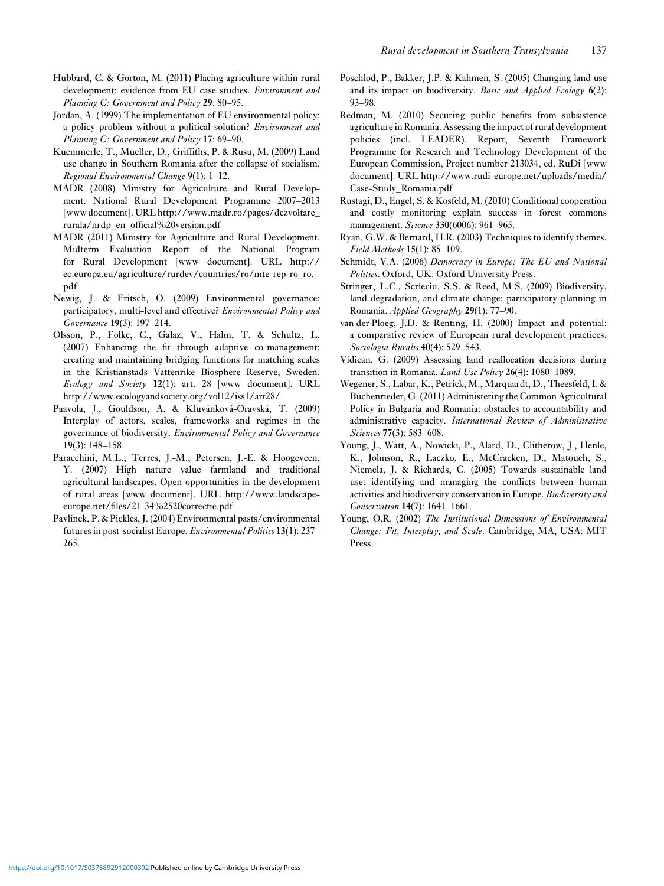Hubbard, C. & Gorton, M. (2011) Placing agriculture within rural development: evidence from EU case studies. *Environment and Planning C: Government and Policy* **29**: 80–95.

Jordan, A. (1999) The implementation of EU environmental policy: a policy problem without a political solution? *Environment and Planning C: Government and Policy* **17**: 69–90.

Kuemmerle, T., Mueller, D., Griffiths, P. & Rusu, M. (2009) Land use change in Southern Romania after the collapse of socialism. *Regional Environmental Change* **9**(1): 1–12.

MADR (2008) Ministry for Agriculture and Rural Development. National Rural Development Programme 2007–2013 [www document]. URL http://www.madr.ro/pages/dezvoltare_rurala/nrdp_en_official%20version.pdf

MADR (2011) Ministry for Agriculture and Rural Development. Midterm Evaluation Report of the National Program for Rural Development [www document]. URL http://ec.europa.eu/agriculture/rurdev/countries/ro/mte-rep-ro_ro.pdf

Newig, J. & Fritsch, O. (2009) Environmental governance: participatory, multi-level and effective? *Environmental Policy and Governance* **19**(3): 197–214.

Olsson, P., Folke, C., Galaz, V., Hahn, T. & Schultz, L. (2007) Enhancing the fit through adaptive co-management: creating and maintaining bridging functions for matching scales in the Kristianstads Vattenrike Biosphere Reserve, Sweden. *Ecology and Society* **12**(1): art. 28 [www document]. URL http://www.ecologyandsociety.org/vol12/iss1/art28/

Paavola, J., Gouldson, A. & Kluvánková-Oravská, T. (2009) Interplay of actors, scales, frameworks and regimes in the governance of biodiversity. *Environmental Policy and Governance* **19**(3): 148–158.

Paracchini, M.L., Terres, J.-M., Petersen, J.-E. & Hoogeveen, Y. (2007) High nature value farmland and traditional agricultural landscapes. Open opportunities in the development of rural areas [www document]. URL http://www.landscape-europe.net/files/21-34%2520correctie.pdf

Pavlínek, P. & Pickles, J. (2004) Environmental pasts/environmental futures in post-socialist Europe. *Environmental Politics* **13**(1): 237–265.

Poschlod, P., Bakker, J.P. & Kahmen, S. (2005) Changing land use and its impact on biodiversity. *Basic and Applied Ecology* **6**(2): 93–98.

Redman, M. (2010) Securing public benefits from subsistence agriculture in Romania. Assessing the impact of rural development policies (incl. LEADER). Report, Seventh Framework Programme for Research and Technology Development of the European Commission, Project number 213034, ed. RuDi [www document]. URL http://www.rudi-europe.net/uploads/media/Case-Study_Romania.pdf

Rustagi, D., Engel, S. & Kosfeld, M. (2010) Conditional cooperation and costly monitoring explain success in forest commons management. *Science* **330**(6006): 961–965.

Ryan, G.W. & Bernard, H.R. (2003) Techniques to identify themes. *Field Methods* **15**(1): 85–109.

Schmidt, V.A. (2006) *Democracy in Europe: The EU and National Polities*. Oxford, UK: Oxford University Press.

Stringer, L.C., Scrieciu, S.S. & Reed, M.S. (2009) Biodiversity, land degradation, and climate change: participatory planning in Romania. *Applied Geography* **29**(1): 77–90.

van der Ploeg, J.D. & Renting, H. (2000) Impact and potential: a comparative review of European rural development practices. *Sociologia Ruralis* **40**(4): 529–543.

Vidican, G. (2009) Assessing land reallocation decisions during transition in Romania. *Land Use Policy* **26**(4): 1080–1089.

Wegener, S., Labar, K., Petrick, M., Marquardt, D., Theesfeld, I. & Buchenrieder, G. (2011) Administering the Common Agricultural Policy in Bulgaria and Romania: obstacles to accountability and administrative capacity. *International Review of Administrative Sciences* **77**(3): 583–608.

Young, J., Watt, A., Nowicki, P., Alard, D., Clitherow, J., Henle, K., Johnson, R., Laczko, E., McCracken, D., Matouch, S., Niemela, J. & Richards, C. (2005) Towards sustainable land use: identifying and managing the conflicts between human activities and biodiversity conservation in Europe. *Biodiversity and Conservation* **14**(7): 1641–1661.

Young, O.R. (2002) *The Institutional Dimensions of Environmental Change: Fit, Interplay, and Scale*. Cambridge, MA, USA: MIT Press.